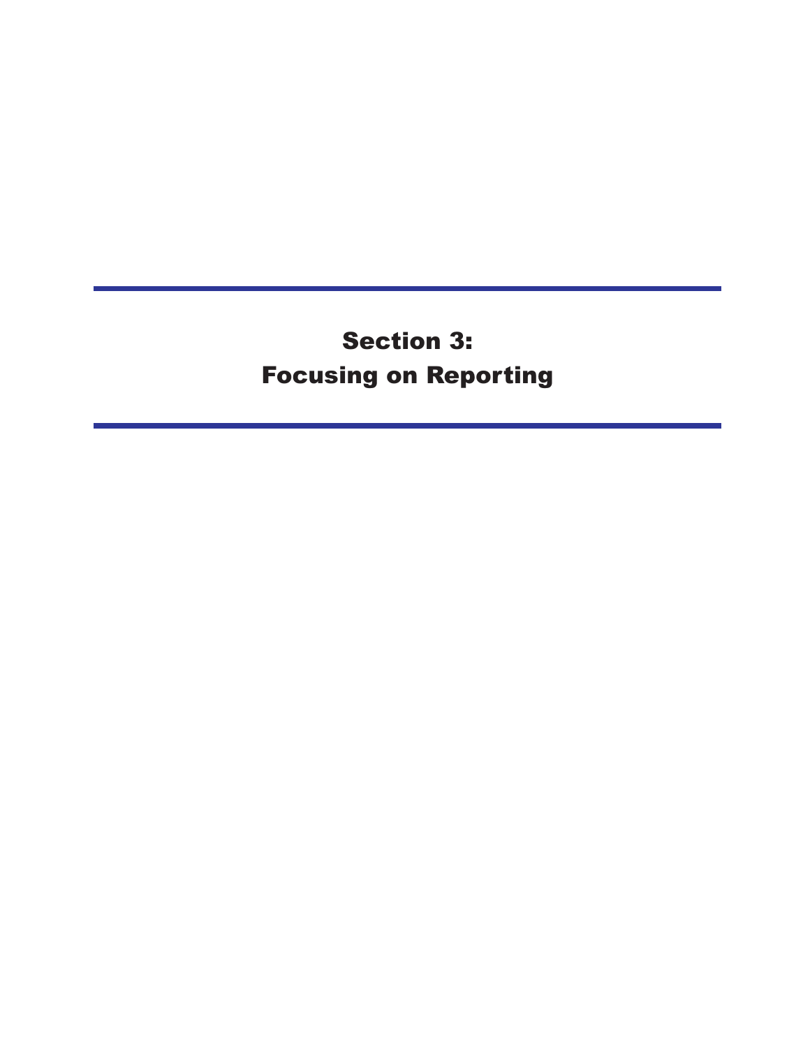# Section 3: Focusing on Reporting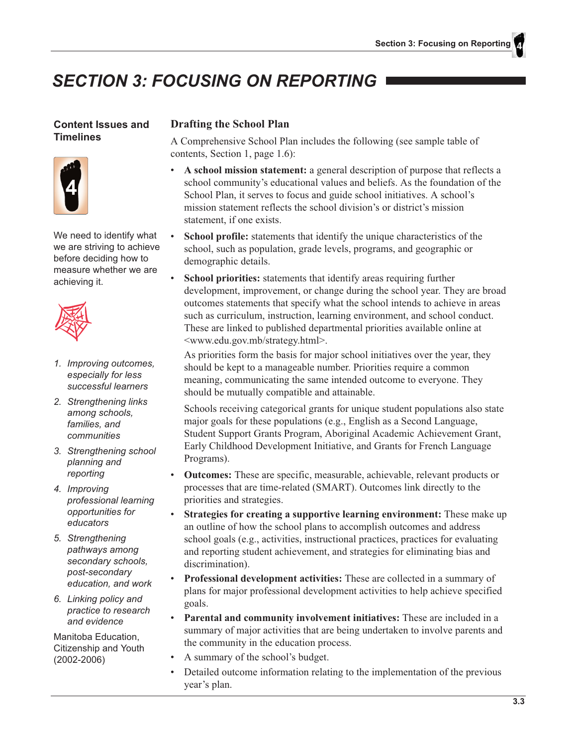# SECTION 3: FOCUSING ON REPORTING

## Content Issues and Timelines

We need to identify what we are striving to achieve before deciding how to measure whether we are achieving it.

1. *Improving outcomes, especially for less successful learners*
2. *Strengthening links among schools, families, and communities*
3. *Strengthening school planning and reporting*
4. *Improving professional learning opportunities for educators*
5. *Strengthening pathways among secondary schools, post-secondary education, and work*
6. *Linking policy and practice to research and evidence*

Manitoba Education, Citizenship and Youth (2002-2006)

### Drafting the School Plan

A Comprehensive School Plan includes the following (see sample table of contents, Section 1, page 1.6):

- **A school mission statement:** a general description of purpose that reflects a school community's educational values and beliefs. As the foundation of the School Plan, it serves to focus and guide school initiatives. A school's mission statement reflects the school division's or district's mission statement, if one exists.
- **School profile:** statements that identify the unique characteristics of the school, such as population, grade levels, programs, and geographic or demographic details.
- **School priorities:** statements that identify areas requiring further development, improvement, or change during the school year. They are broad outcomes statements that specify what the school intends to achieve in areas such as curriculum, instruction, learning environment, and school conduct. These are linked to published departmental priorities available online at <www.edu.gov.mb/strategy.html>.

  As priorities form the basis for major school initiatives over the year, they should be kept to a manageable number. Priorities require a common meaning, communicating the same intended outcome to everyone. They should be mutually compatible and attainable.

  Schools receiving categorical grants for unique student populations also state major goals for these populations (e.g., English as a Second Language, Student Support Grants Program, Aboriginal Academic Achievement Grant, Early Childhood Development Initiative, and Grants for French Language Programs).
- **Outcomes:** These are specific, measurable, achievable, relevant products or processes that are time-related (SMART). Outcomes link directly to the priorities and strategies.
- **Strategies for creating a supportive learning environment:** These make up an outline of how the school plans to accomplish outcomes and address school goals (e.g., activities, instructional practices, practices for evaluating and reporting student achievement, and strategies for eliminating bias and discrimination).
- **Professional development activities:** These are collected in a summary of plans for major professional development activities to help achieve specified goals.
- **Parental and community involvement initiatives:** These are included in a summary of major activities that are being undertaken to involve parents and the community in the education process.
- A summary of the school's budget.
- Detailed outcome information relating to the implementation of the previous year's plan.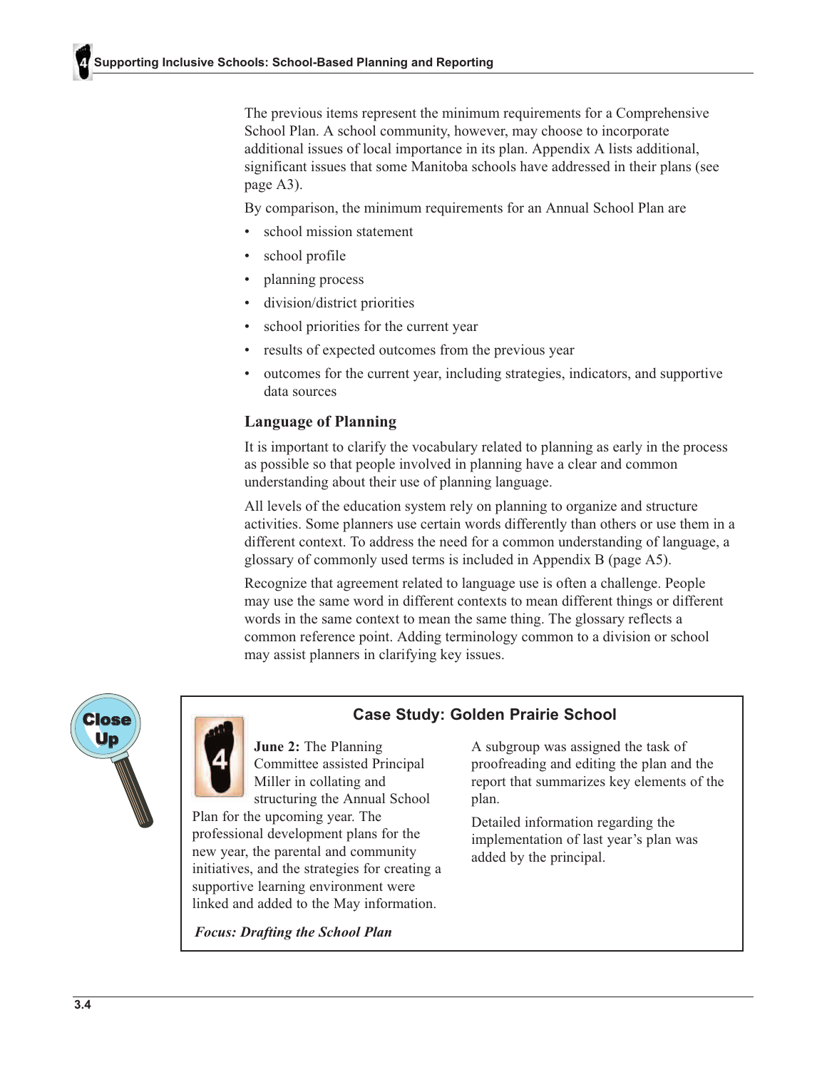The previous items represent the minimum requirements for a Comprehensive School Plan. A school community, however, may choose to incorporate additional issues of local importance in its plan. Appendix A lists additional, significant issues that some Manitoba schools have addressed in their plans (see page A3).

By comparison, the minimum requirements for an Annual School Plan are

- school mission statement
- school profile
- planning process
- division/district priorities
- school priorities for the current year
- results of expected outcomes from the previous year
- outcomes for the current year, including strategies, indicators, and supportive data sources

### Language of Planning

It is important to clarify the vocabulary related to planning as early in the process as possible so that people involved in planning have a clear and common understanding about their use of planning language.

All levels of the education system rely on planning to organize and structure activities. Some planners use certain words differently than others or use them in a different context. To address the need for a common understanding of language, a glossary of commonly used terms is included in Appendix B (page A5).

Recognize that agreement related to language use is often a challenge. People may use the same word in different contexts to mean different things or different words in the same context to mean the same thing. The glossary reflects a common reference point. Adding terminology common to a division or school may assist planners in clarifying key issues.

Close Up

#### Case Study: Golden Prairie School

**June 2:** The Planning Committee assisted Principal Miller in collating and structuring the Annual School Plan for the upcoming year. The professional development plans for the new year, the parental and community initiatives, and the strategies for creating a supportive learning environment were linked and added to the May information.

A subgroup was assigned the task of proofreading and editing the plan and the report that summarizes key elements of the plan.

Detailed information regarding the implementation of last year's plan was added by the principal.

***Focus: Drafting the School Plan***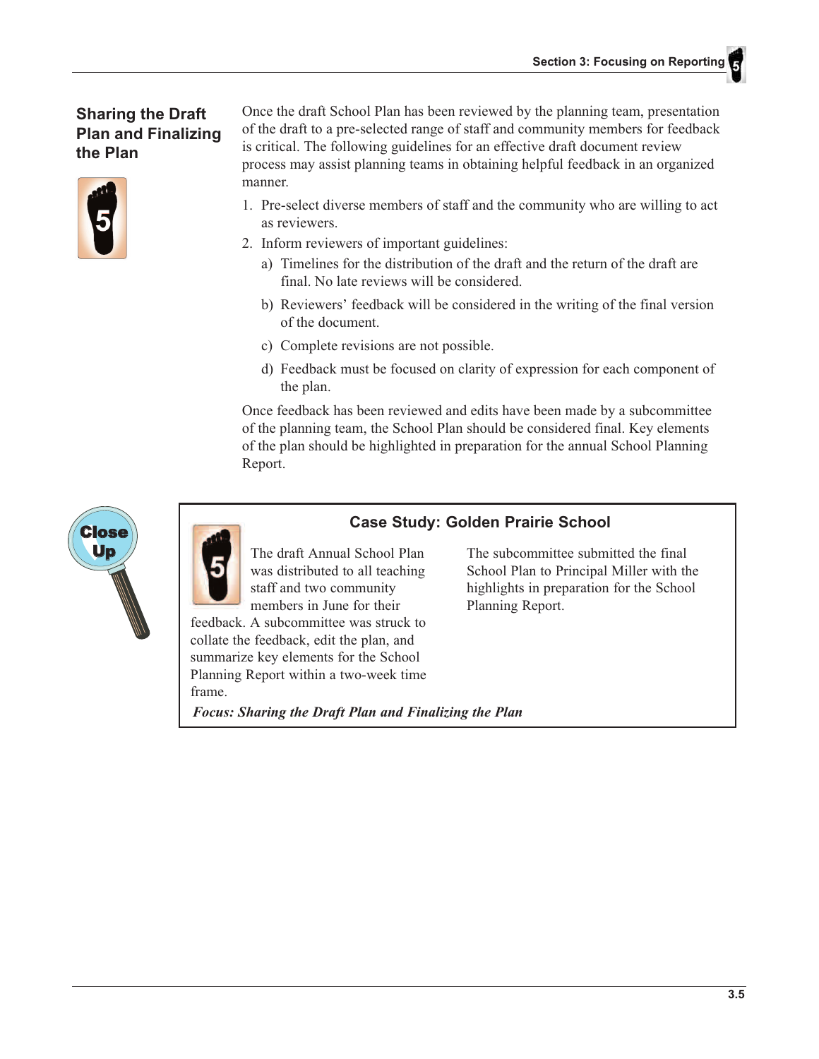## Sharing the Draft Plan and Finalizing the Plan

Once the draft School Plan has been reviewed by the planning team, presentation of the draft to a pre-selected range of staff and community members for feedback is critical. The following guidelines for an effective draft document review process may assist planning teams in obtaining helpful feedback in an organized manner.

1. Pre-select diverse members of staff and the community who are willing to act as reviewers.
2. Inform reviewers of important guidelines:
   a) Timelines for the distribution of the draft and the return of the draft are final. No late reviews will be considered.
   b) Reviewers' feedback will be considered in the writing of the final version of the document.
   c) Complete revisions are not possible.
   d) Feedback must be focused on clarity of expression for each component of the plan.

Once feedback has been reviewed and edits have been made by a subcommittee of the planning team, the School Plan should be considered final. Key elements of the plan should be highlighted in preparation for the annual School Planning Report.

Close Up

### Case Study: Golden Prairie School

The draft Annual School Plan was distributed to all teaching staff and two community members in June for their feedback. A subcommittee was struck to collate the feedback, edit the plan, and summarize key elements for the School Planning Report within a two-week time frame.

The subcommittee submitted the final School Plan to Principal Miller with the highlights in preparation for the School Planning Report.

***Focus: Sharing the Draft Plan and Finalizing the Plan***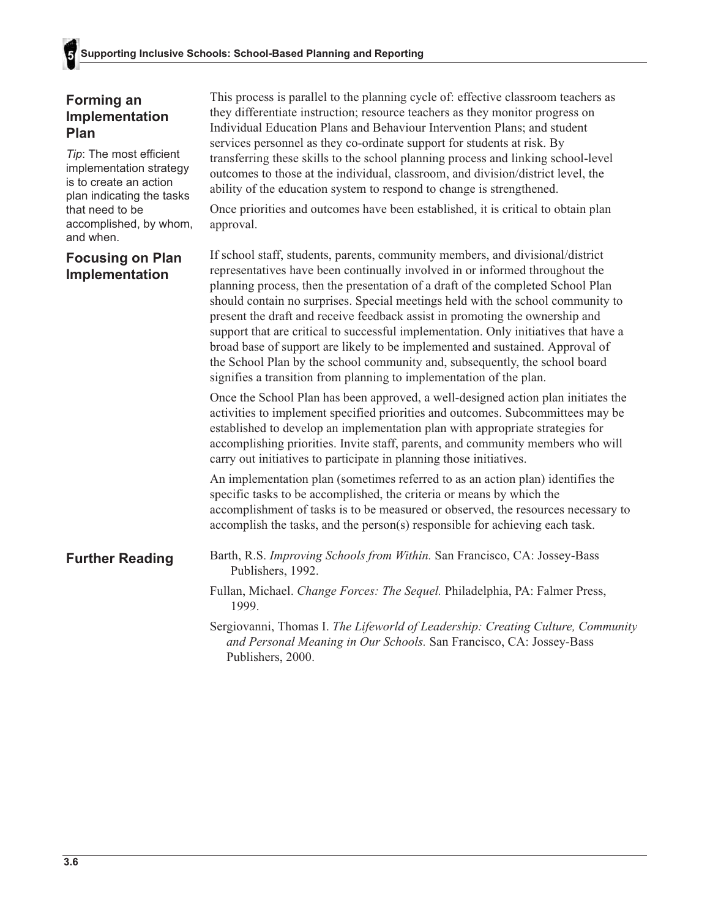## Forming an Implementation Plan

*Tip*: The most efficient implementation strategy is to create an action plan indicating the tasks that need to be accomplished, by whom, and when.

This process is parallel to the planning cycle of: effective classroom teachers as they differentiate instruction; resource teachers as they monitor progress on Individual Education Plans and Behaviour Intervention Plans; and student services personnel as they co-ordinate support for students at risk. By transferring these skills to the school planning process and linking school-level outcomes to those at the individual, classroom, and division/district level, the ability of the education system to respond to change is strengthened.

Once priorities and outcomes have been established, it is critical to obtain plan approval.

## Focusing on Plan Implementation

If school staff, students, parents, community members, and divisional/district representatives have been continually involved in or informed throughout the planning process, then the presentation of a draft of the completed School Plan should contain no surprises. Special meetings held with the school community to present the draft and receive feedback assist in promoting the ownership and support that are critical to successful implementation. Only initiatives that have a broad base of support are likely to be implemented and sustained. Approval of the School Plan by the school community and, subsequently, the school board signifies a transition from planning to implementation of the plan.

Once the School Plan has been approved, a well-designed action plan initiates the activities to implement specified priorities and outcomes. Subcommittees may be established to develop an implementation plan with appropriate strategies for accomplishing priorities. Invite staff, parents, and community members who will carry out initiatives to participate in planning those initiatives.

An implementation plan (sometimes referred to as an action plan) identifies the specific tasks to be accomplished, the criteria or means by which the accomplishment of tasks is to be measured or observed, the resources necessary to accomplish the tasks, and the person(s) responsible for achieving each task.

## Further Reading

Barth, R.S. *Improving Schools from Within.* San Francisco, CA: Jossey-Bass Publishers, 1992.

Fullan, Michael. *Change Forces: The Sequel.* Philadelphia, PA: Falmer Press, 1999.

Sergiovanni, Thomas I. *The Lifeworld of Leadership: Creating Culture, Community and Personal Meaning in Our Schools.* San Francisco, CA: Jossey-Bass Publishers, 2000.